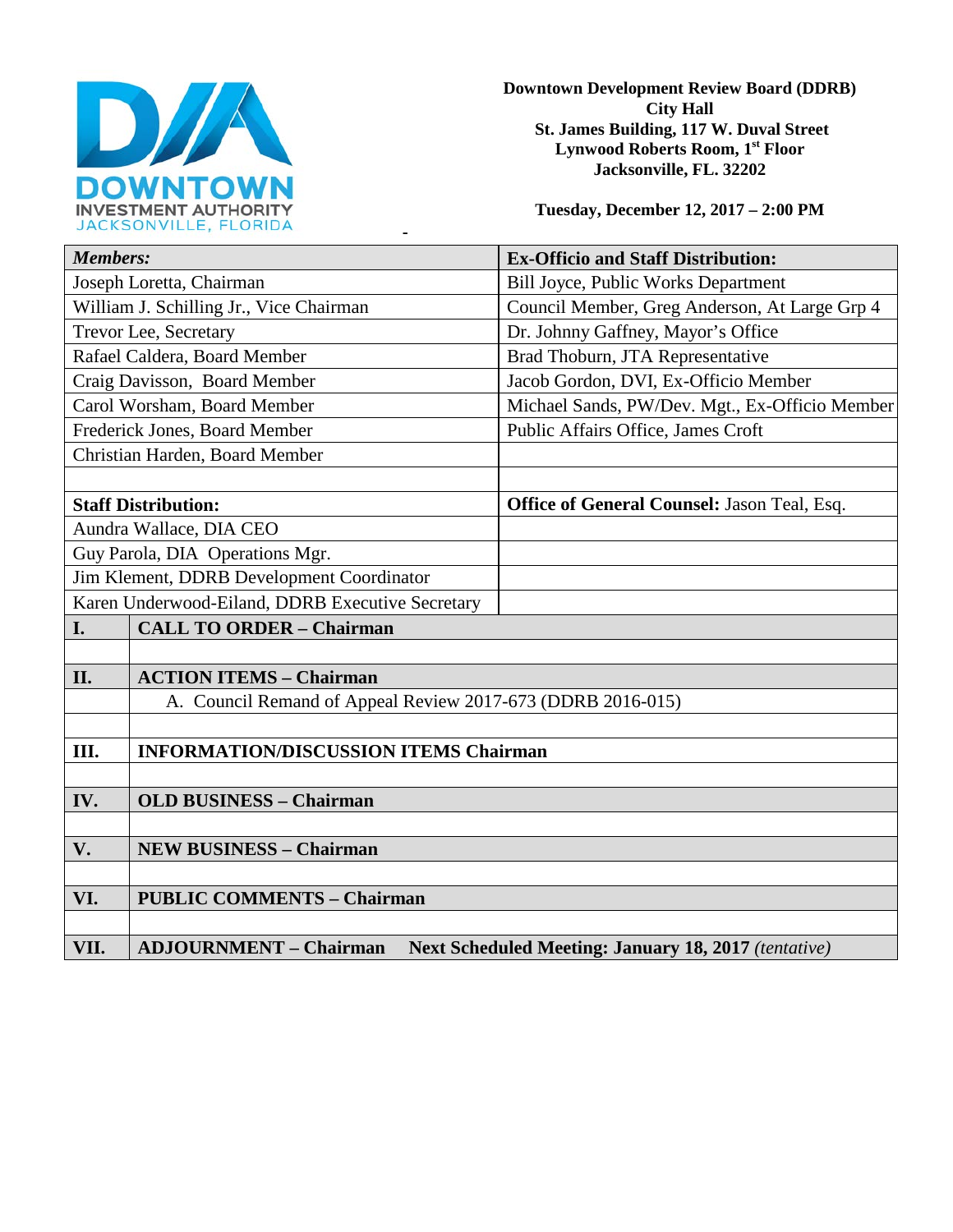DOWNTOWN INVESTMENT AUTHORITY
JACKSONVILLE, FLORIDA

**Downtown Development Review Board (DDRB)**
**City Hall**
**St. James Building, 117 W. Duval Street**
**Lynwood Roberts Room, 1st Floor**
**Jacksonville, FL. 32202**

**Tuesday, December 12, 2017 – 2:00 PM**

| ***Members:*** | **Ex-Officio and Staff Distribution:** |
|---|---|
| Joseph Loretta, Chairman | Bill Joyce, Public Works Department |
| William J. Schilling Jr., Vice Chairman | Council Member, Greg Anderson, At Large Grp 4 |
| Trevor Lee, Secretary | Dr. Johnny Gaffney, Mayor's Office |
| Rafael Caldera, Board Member | Brad Thoburn, JTA Representative |
| Craig Davisson, Board Member | Jacob Gordon, DVI, Ex-Officio Member |
| Carol Worsham, Board Member | Michael Sands, PW/Dev. Mgt., Ex-Officio Member |
| Frederick Jones, Board Member | Public Affairs Office, James Croft |
| Christian Harden, Board Member | |
| | |
| **Staff Distribution:** | **Office of General Counsel:** Jason Teal, Esq. |
| Aundra Wallace, DIA CEO | |
| Guy Parola, DIA Operations Mgr. | |
| Jim Klement, DDRB Development Coordinator | |
| Karen Underwood-Eiland, DDRB Executive Secretary | |

| | |
|---|---|
| **I.** | **CALL TO ORDER – Chairman** |
| | |
| **II.** | **ACTION ITEMS – Chairman** |
| | A. Council Remand of Appeal Review 2017-673 (DDRB 2016-015) |
| | |
| **III.** | **INFORMATION/DISCUSSION ITEMS Chairman** |
| | |
| **IV.** | **OLD BUSINESS – Chairman** |
| | |
| **V.** | **NEW BUSINESS – Chairman** |
| | |
| **VI.** | **PUBLIC COMMENTS – Chairman** |
| | |
| **VII.** | **ADJOURNMENT – Chairman** **Next Scheduled Meeting: January 18, 2017** *(tentative)* |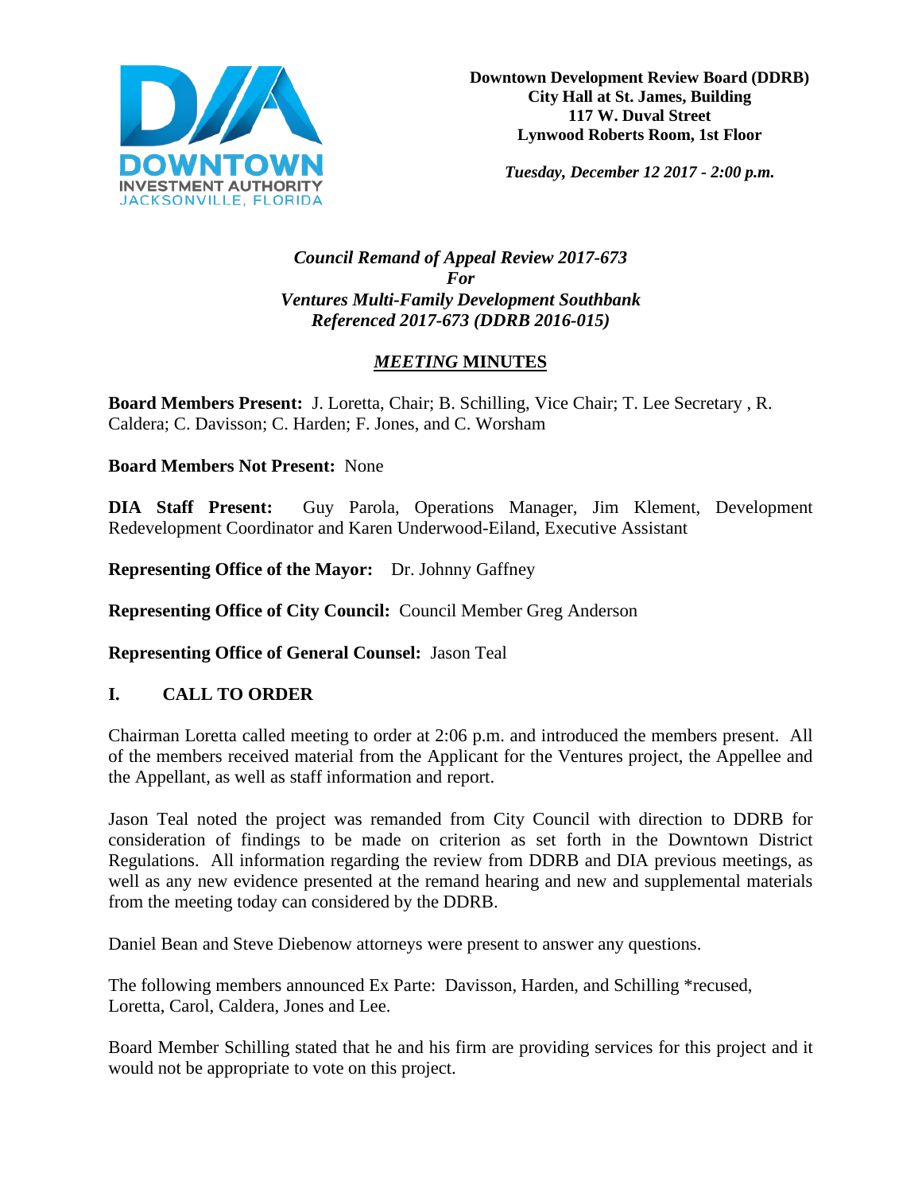Downtown Development Review Board (DDRB)
City Hall at St. James, Building
117 W. Duval Street
Lynwood Roberts Room, 1st Floor

*Tuesday, December 12 2017 - 2:00 p.m.*

***Council Remand of Appeal Review 2017-673***
***For***
***Ventures Multi-Family Development Southbank***
***Referenced 2017-673 (DDRB 2016-015)***

## *MEETING* MINUTES

**Board Members Present:** J. Loretta, Chair; B. Schilling, Vice Chair; T. Lee Secretary , R. Caldera; C. Davisson; C. Harden; F. Jones, and C. Worsham

**Board Members Not Present:** None

**DIA Staff Present:** Guy Parola, Operations Manager, Jim Klement, Development Redevelopment Coordinator and Karen Underwood-Eiland, Executive Assistant

**Representing Office of the Mayor:** Dr. Johnny Gaffney

**Representing Office of City Council:** Council Member Greg Anderson

**Representing Office of General Counsel:** Jason Teal

## I. CALL TO ORDER

Chairman Loretta called meeting to order at 2:06 p.m. and introduced the members present. All of the members received material from the Applicant for the Ventures project, the Appellee and the Appellant, as well as staff information and report.

Jason Teal noted the project was remanded from City Council with direction to DDRB for consideration of findings to be made on criterion as set forth in the Downtown District Regulations. All information regarding the review from DDRB and DIA previous meetings, as well as any new evidence presented at the remand hearing and new and supplemental materials from the meeting today can considered by the DDRB.

Daniel Bean and Steve Diebenow attorneys were present to answer any questions.

The following members announced Ex Parte: Davisson, Harden, and Schilling *recused, Loretta, Carol, Caldera, Jones and Lee.

Board Member Schilling stated that he and his firm are providing services for this project and it would not be appropriate to vote on this project.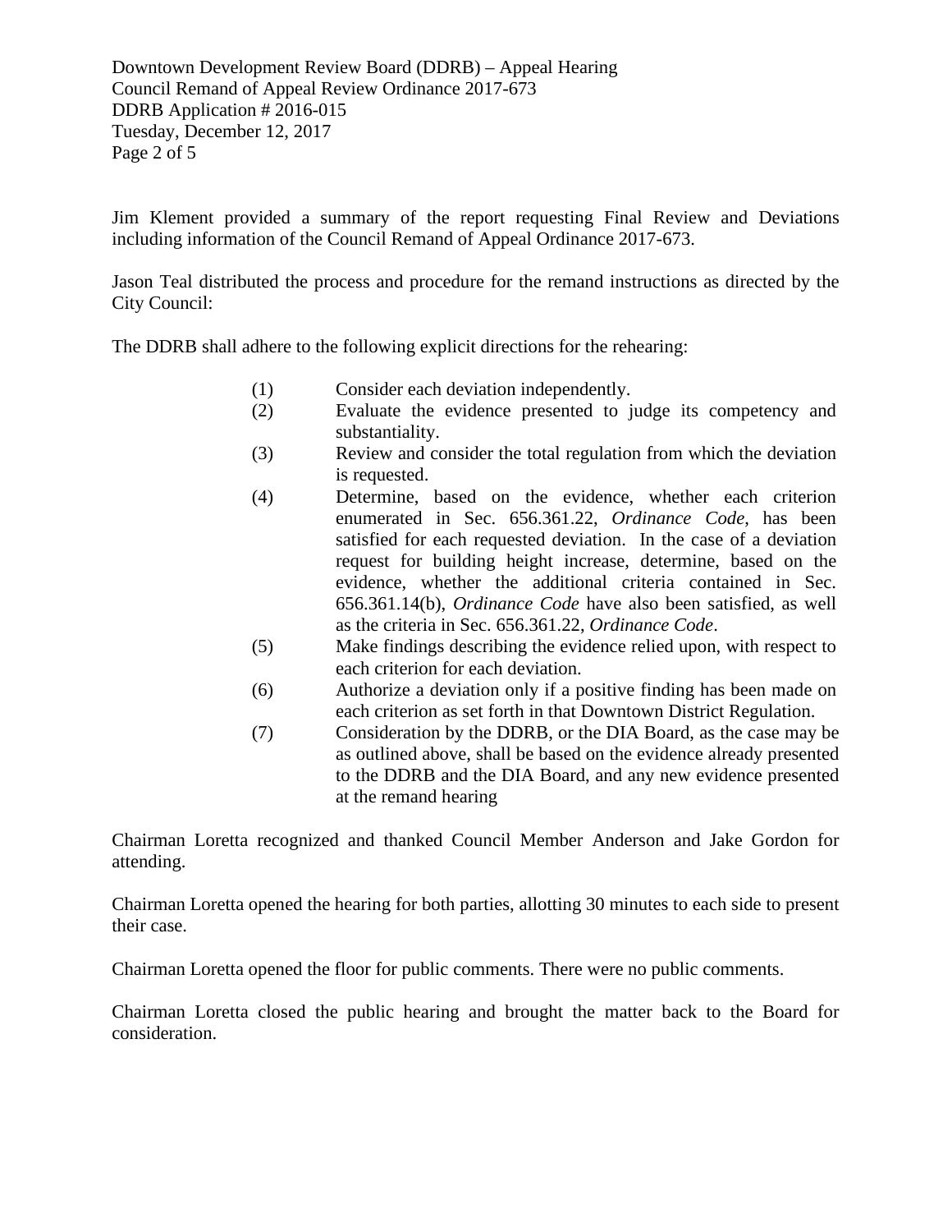Jim Klement provided a summary of the report requesting Final Review and Deviations including information of the Council Remand of Appeal Ordinance 2017-673.

Jason Teal distributed the process and procedure for the remand instructions as directed by the City Council:

The DDRB shall adhere to the following explicit directions for the rehearing:

(1) Consider each deviation independently.

(2) Evaluate the evidence presented to judge its competency and substantiality.

(3) Review and consider the total regulation from which the deviation is requested.

(4) Determine, based on the evidence, whether each criterion enumerated in Sec. 656.361.22, *Ordinance Code*, has been satisfied for each requested deviation. In the case of a deviation request for building height increase, determine, based on the evidence, whether the additional criteria contained in Sec. 656.361.14(b), *Ordinance Code* have also been satisfied, as well as the criteria in Sec. 656.361.22, *Ordinance Code*.

(5) Make findings describing the evidence relied upon, with respect to each criterion for each deviation.

(6) Authorize a deviation only if a positive finding has been made on each criterion as set forth in that Downtown District Regulation.

(7) Consideration by the DDRB, or the DIA Board, as the case may be as outlined above, shall be based on the evidence already presented to the DDRB and the DIA Board, and any new evidence presented at the remand hearing

Chairman Loretta recognized and thanked Council Member Anderson and Jake Gordon for attending.

Chairman Loretta opened the hearing for both parties, allotting 30 minutes to each side to present their case.

Chairman Loretta opened the floor for public comments. There were no public comments.

Chairman Loretta closed the public hearing and brought the matter back to the Board for consideration.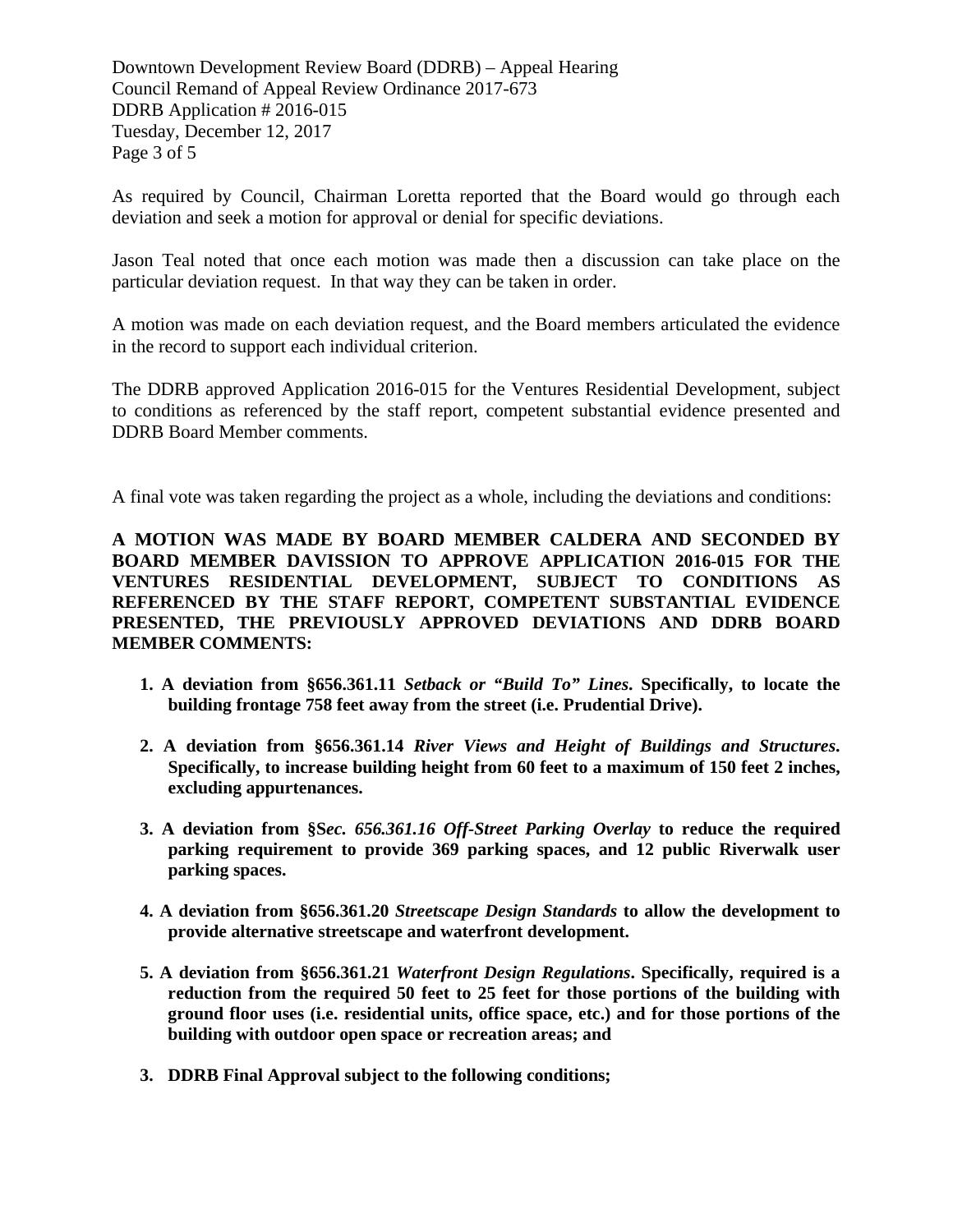As required by Council, Chairman Loretta reported that the Board would go through each deviation and seek a motion for approval or denial for specific deviations.

Jason Teal noted that once each motion was made then a discussion can take place on the particular deviation request. In that way they can be taken in order.

A motion was made on each deviation request, and the Board members articulated the evidence in the record to support each individual criterion.

The DDRB approved Application 2016-015 for the Ventures Residential Development, subject to conditions as referenced by the staff report, competent substantial evidence presented and DDRB Board Member comments.

A final vote was taken regarding the project as a whole, including the deviations and conditions:

**A MOTION WAS MADE BY BOARD MEMBER CALDERA AND SECONDED BY BOARD MEMBER DAVISSION TO APPROVE APPLICATION 2016-015 FOR THE VENTURES RESIDENTIAL DEVELOPMENT, SUBJECT TO CONDITIONS AS REFERENCED BY THE STAFF REPORT, COMPETENT SUBSTANTIAL EVIDENCE PRESENTED, THE PREVIOUSLY APPROVED DEVIATIONS AND DDRB BOARD MEMBER COMMENTS:**

1. **A deviation from §656.361.11 *Setback or "Build To" Lines*. Specifically, to locate the building frontage 758 feet away from the street (i.e. Prudential Drive).**

2. **A deviation from §656.361.14 *River Views and Height of Buildings and Structures*. Specifically, to increase building height from 60 feet to a maximum of 150 feet 2 inches, excluding appurtenances.**

3. **A deviation from §S*ec. 656.361.16 Off-Street Parking Overlay* to reduce the required parking requirement to provide 369 parking spaces, and 12 public Riverwalk user parking spaces.**

4. **A deviation from §656.361.20 *Streetscape Design Standards* to allow the development to provide alternative streetscape and waterfront development.**

5. **A deviation from §656.361.21 *Waterfront Design Regulations*. Specifically, required is a reduction from the required 50 feet to 25 feet for those portions of the building with ground floor uses (i.e. residential units, office space, etc.) and for those portions of the building with outdoor open space or recreation areas; and**

3. **DDRB Final Approval subject to the following conditions;**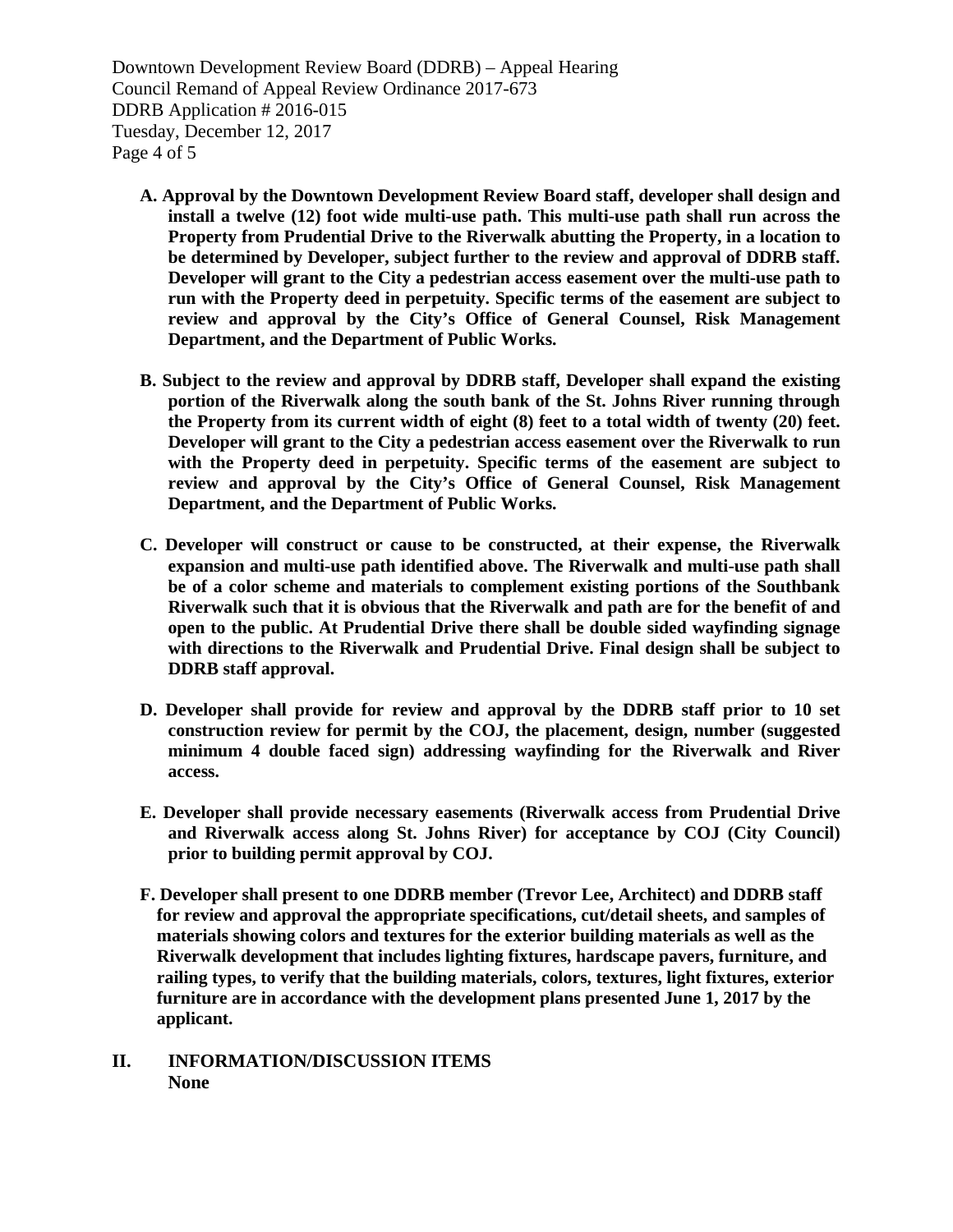**A. Approval by the Downtown Development Review Board staff, developer shall design and install a twelve (12) foot wide multi-use path. This multi-use path shall run across the Property from Prudential Drive to the Riverwalk abutting the Property, in a location to be determined by Developer, subject further to the review and approval of DDRB staff. Developer will grant to the City a pedestrian access easement over the multi-use path to run with the Property deed in perpetuity. Specific terms of the easement are subject to review and approval by the City's Office of General Counsel, Risk Management Department, and the Department of Public Works.**

**B. Subject to the review and approval by DDRB staff, Developer shall expand the existing portion of the Riverwalk along the south bank of the St. Johns River running through the Property from its current width of eight (8) feet to a total width of twenty (20) feet. Developer will grant to the City a pedestrian access easement over the Riverwalk to run with the Property deed in perpetuity. Specific terms of the easement are subject to review and approval by the City's Office of General Counsel, Risk Management Department, and the Department of Public Works.**

**C. Developer will construct or cause to be constructed, at their expense, the Riverwalk expansion and multi-use path identified above. The Riverwalk and multi-use path shall be of a color scheme and materials to complement existing portions of the Southbank Riverwalk such that it is obvious that the Riverwalk and path are for the benefit of and open to the public. At Prudential Drive there shall be double sided wayfinding signage with directions to the Riverwalk and Prudential Drive. Final design shall be subject to DDRB staff approval.**

**D. Developer shall provide for review and approval by the DDRB staff prior to 10 set construction review for permit by the COJ, the placement, design, number (suggested minimum 4 double faced sign) addressing wayfinding for the Riverwalk and River access.**

**E. Developer shall provide necessary easements (Riverwalk access from Prudential Drive and Riverwalk access along St. Johns River) for acceptance by COJ (City Council) prior to building permit approval by COJ.**

**F. Developer shall present to one DDRB member (Trevor Lee, Architect) and DDRB staff for review and approval the appropriate specifications, cut/detail sheets, and samples of materials showing colors and textures for the exterior building materials as well as the Riverwalk development that includes lighting fixtures, hardscape pavers, furniture, and railing types, to verify that the building materials, colors, textures, light fixtures, exterior furniture are in accordance with the development plans presented June 1, 2017 by the applicant.**

## II. INFORMATION/DISCUSSION ITEMS

**None**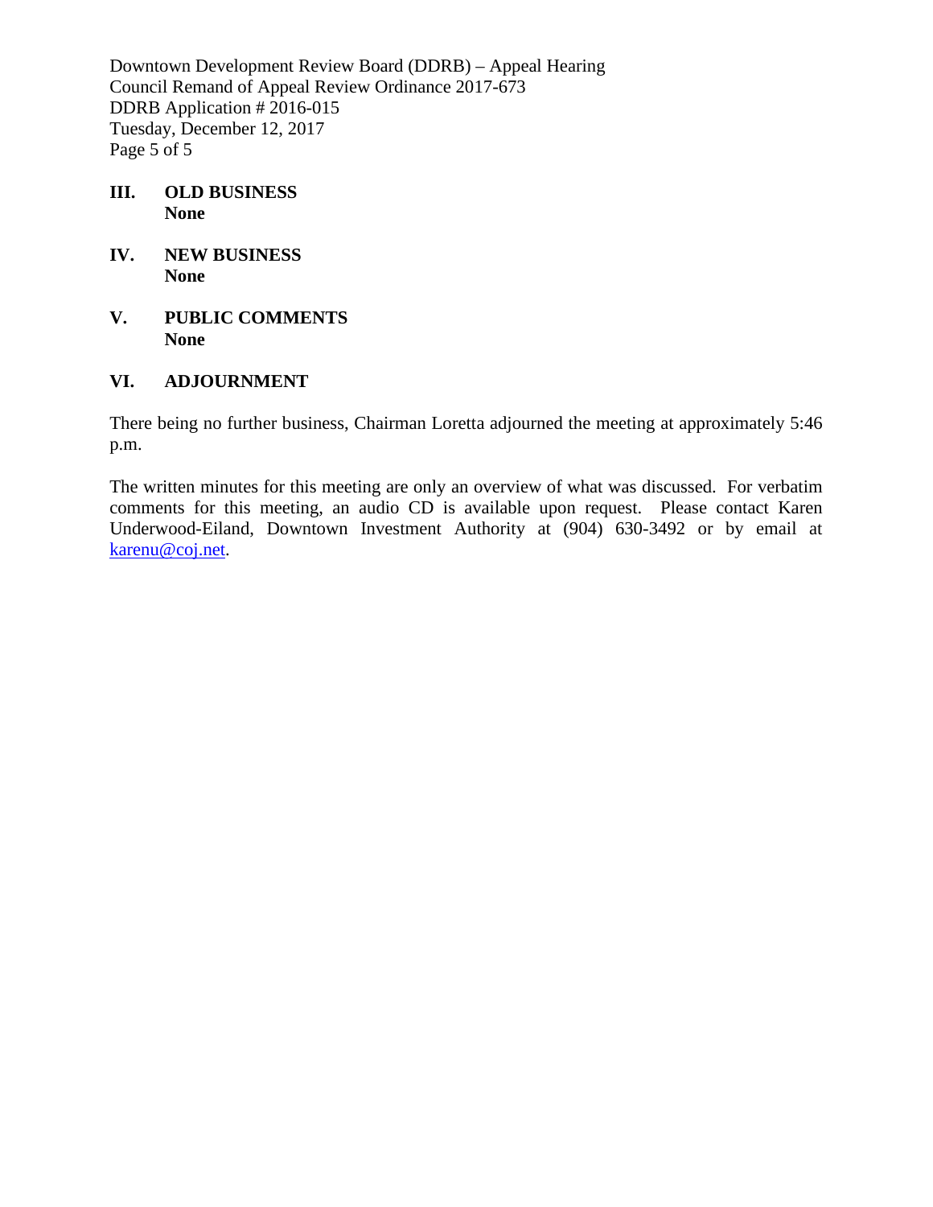## III. OLD BUSINESS
**None**

## IV. NEW BUSINESS
**None**

## V. PUBLIC COMMENTS
**None**

## VI. ADJOURNMENT

There being no further business, Chairman Loretta adjourned the meeting at approximately 5:46 p.m.

The written minutes for this meeting are only an overview of what was discussed. For verbatim comments for this meeting, an audio CD is available upon request. Please contact Karen Underwood-Eiland, Downtown Investment Authority at (904) 630-3492 or by email at karenu@coj.net.